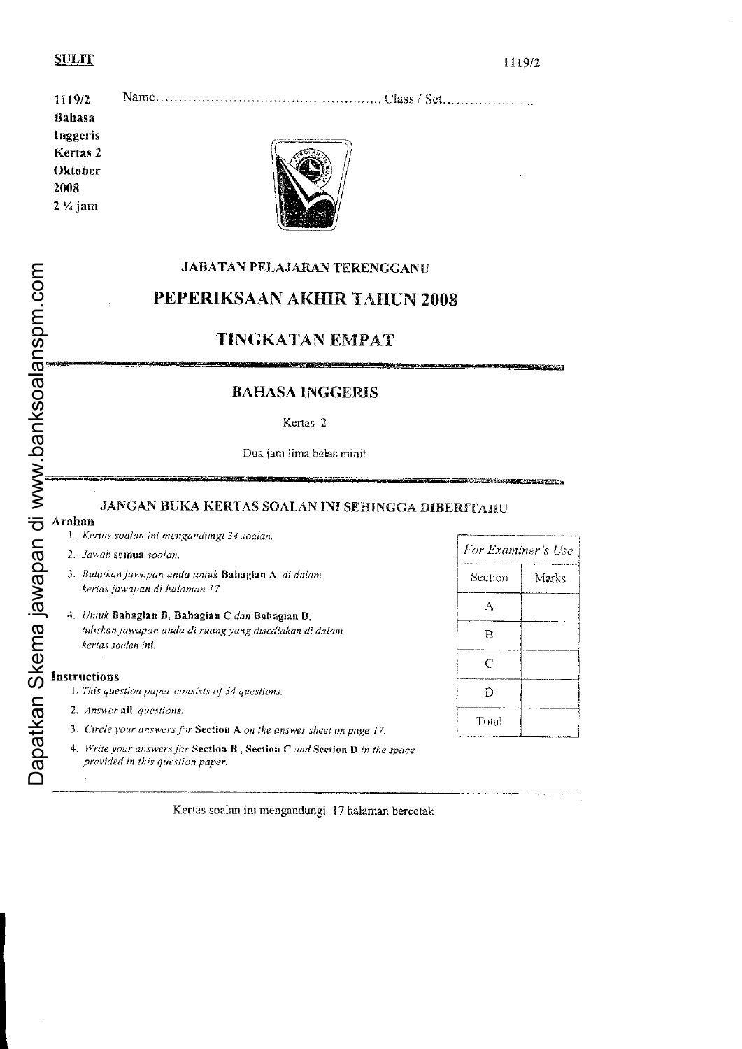**SULIT** 1119/2

1119/2
**Bahasa Inggeris Kertas 2 Oktober 2008 2 ¼ jam**

Name.................................................. Class / Set....................

### JABATAN PELAJARAN TERENGGANU

# PEPERIKSAAN AKHIR TAHUN 2008

## TINGKATAN EMPAT

## BAHASA INGGERIS

Kertas 2

Dua jam lima belas minit

### JANGAN BUKA KERTAS SOALAN INI SEHINGGA DIBERITAHU

**Arahan**

1. *Kertas soalan ini mengandungi 34 soalan.*
2. *Jawab* **semua** *soalan.*
3. *Bulatkan jawapan anda untuk* **Bahagian A** *di dalam kertas jawapan di halaman 17.*
4. *Untuk* **Bahagian B, Bahagian C** *dan* **Bahagian D**, *tuliskan jawapan anda di ruang yang disediakan di dalam kertas soalan ini.*

**Instructions**

1. *This question paper consists of 34 questions.*
2. *Answer* **all** *questions.*
3. *Circle your answers for* **Section A** *on the answer sheet on page 17.*
4. *Write your answers for* **Section B**, **Section C** *and* **Section D** *in the space provided in this question paper.*

| *For Examiner's Use* | |
|---|---|
| Section | Marks |
| A | |
| B | |
| C | |
| D | |
| Total | |

Kertas soalan ini mengandungi 17 halaman bercetak

Dapatkan Skema jawapan di www.banksoalanspm.com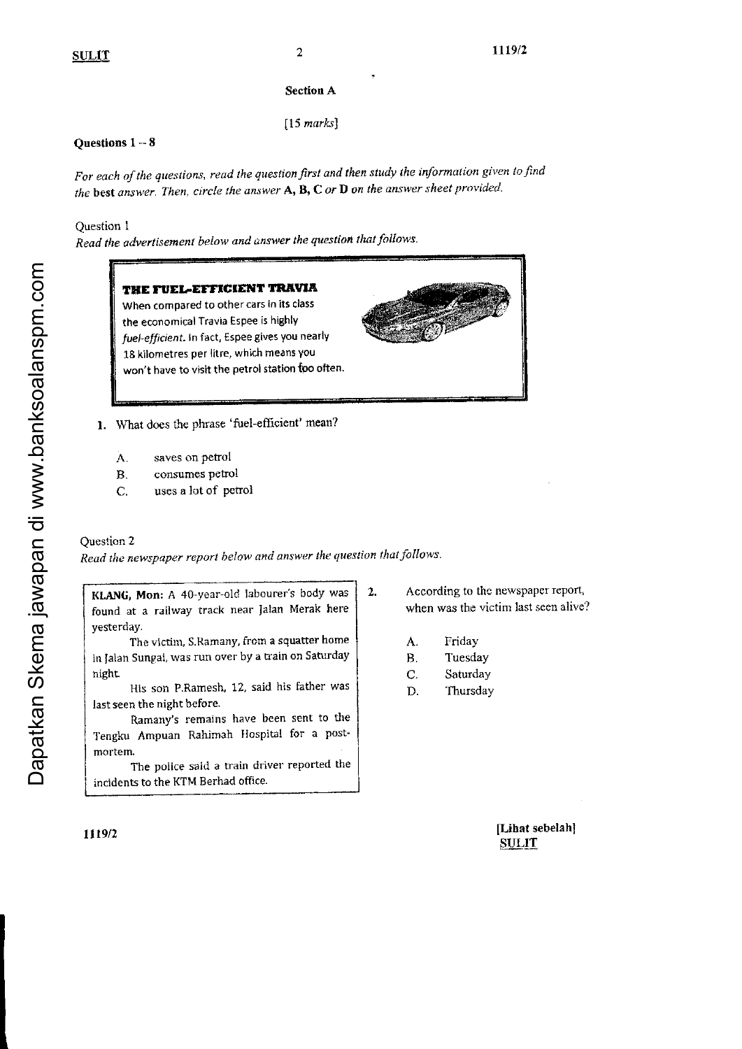## Section A

[15 *marks*]

**Questions 1 – 8**

*For each of the questions, read the question first and then study the information given to find the* **best** *answer. Then, circle the answer* **A, B, C** *or* **D** *on the answer sheet provided.*

Question 1

*Read the advertisement below and answer the question that follows.*

> **THE FUEL-EFFICIENT TRAVIA**
>
> When compared to other cars in its class the economical Travia Espee is highly *fuel-efficient*. In fact, Espee gives you nearly 18 kilometres per litre, which means you won't have to visit the petrol station too often.

1. What does the phrase 'fuel-efficient' mean?

   A. saves on petrol
   B. consumes petrol
   C. uses a lot of petrol

Question 2

*Read the newspaper report below and answer the question that follows.*

> **KLANG, Mon:** A 40-year-old labourer's body was found at a railway track near Jalan Merak here yesterday.
>
> The victim, S.Ramany, from a squatter home in Jalan Sungai, was run over by a train on Saturday night.
>
> His son P.Ramesh, 12, said his father was last seen the night before.
>
> Ramany's remains have been sent to the Tengku Ampuan Rahimah Hospital for a post-mortem.
>
> The police said a train driver reported the incidents to the KTM Berhad office.

2. According to the newspaper report, when was the victim last seen alive?

   A. Friday
   B. Tuesday
   C. Saturday
   D. Thursday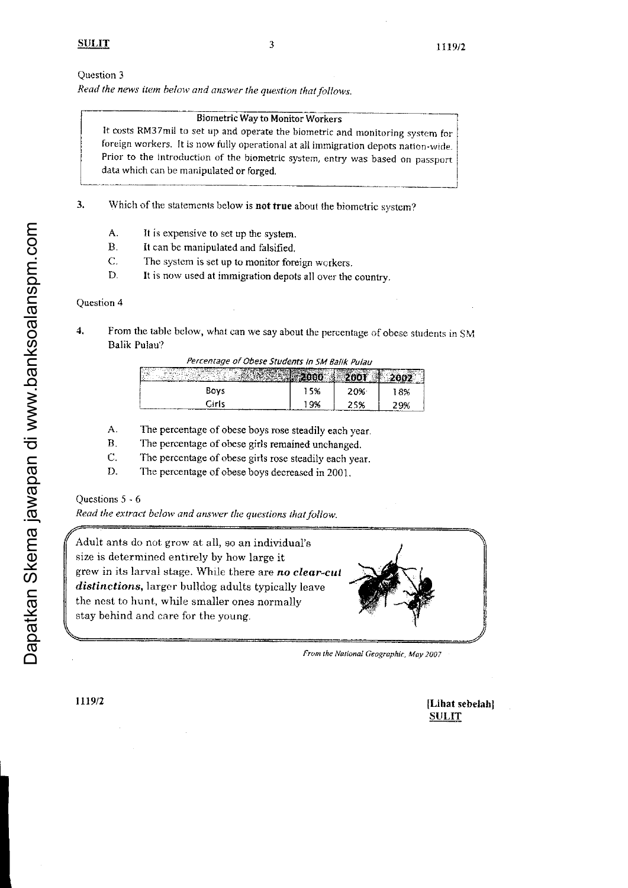Question 3

*Read the news item below and answer the question that follows.*

> **Biometric Way to Monitor Workers**
>
> It costs RM37mil to set up and operate the biometric and monitoring system for foreign workers. It is now fully operational at all immigration depots nation-wide. Prior to the introduction of the biometric system, entry was based on passport data which can be manipulated or forged.

3. Which of the statements below is **not true** about the biometric system?

   A. It is expensive to set up the system.
   B. It can be manipulated and falsified.
   C. The system is set up to monitor foreign workers.
   D. It is now used at immigration depots all over the country.

Question 4

4. From the table below, what can we say about the percentage of obese students in SM Balik Pulau?

*Percentage of Obese Students in SM Balik Pulau*

| | 2000 | 2001 | 2002 |
|---|---|---|---|
| Boys | 15% | 20% | 18% |
| Girls | 19% | 25% | 29% |

   A. The percentage of obese boys rose steadily each year.
   B. The percentage of obese girls remained unchanged.
   C. The percentage of obese girls rose steadily each year.
   D. The percentage of obese boys decreased in 2001.

Questions 5 - 6

*Read the extract below and answer the questions that follow.*

> Adult ants do not grow at all, so an individual's size is determined entirely by how large it grew in its larval stage. While there are ***no clear-cut distinctions***, larger bulldog adults typically leave the nest to hunt, while smaller ones normally stay behind and care for the young.

*From the National Geographic, May 2007*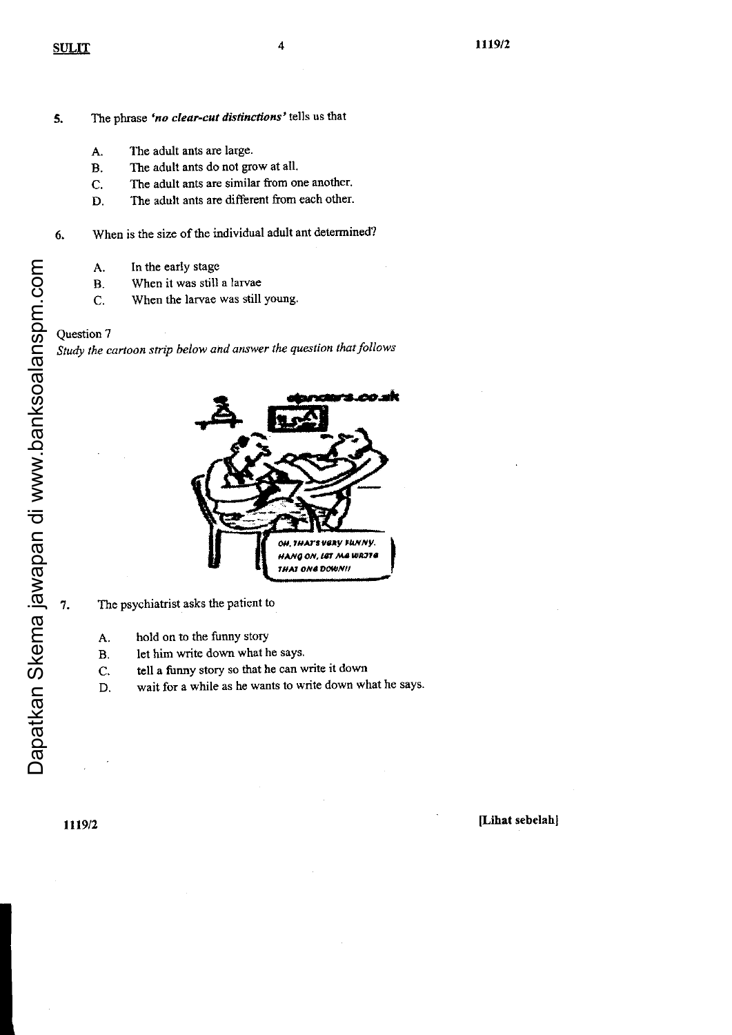5. The phrase ***'no clear-cut distinctions'*** tells us that

   A. The adult ants are large.
   B. The adult ants do not grow at all.
   C. The adult ants are similar from one another.
   D. The adult ants are different from each other.

6. When is the size of the individual adult ant determined?

   A. In the early stage
   B. When it was still a larvae
   C. When the larvae was still young.

Question 7

*Study the cartoon strip below and answer the question that follows*

7. The psychiatrist asks the patient to

   A. hold on to the funny story
   B. let him write down what he says.
   C. tell a funny story so that he can write it down
   D. wait for a while as he wants to write down what he says.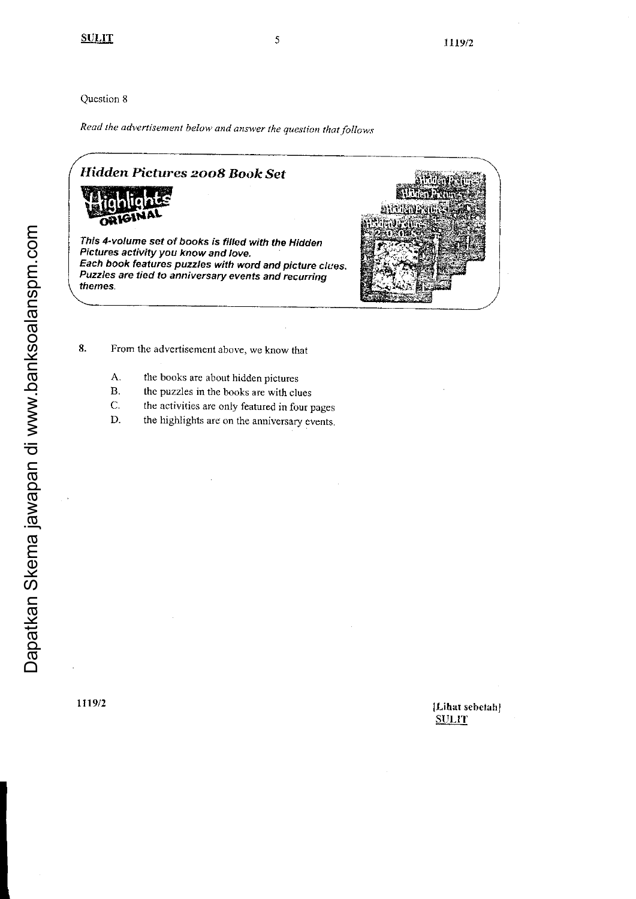Question 8

*Read the advertisement below and answer the question that follows*

***Hidden Pictures 2008 Book Set***

Highlights ORIGINAL

***This 4-volume set of books is filled with the Hidden Pictures activity you know and love.***
***Each book features puzzles with word and picture clues.***
***Puzzles are tied to anniversary events and recurring themes.***

8. From the advertisement above, we know that

   A. the books are about hidden pictures
   B. the puzzles in the books are with clues
   C. the activities are only featured in four pages
   D. the highlights are on the anniversary events.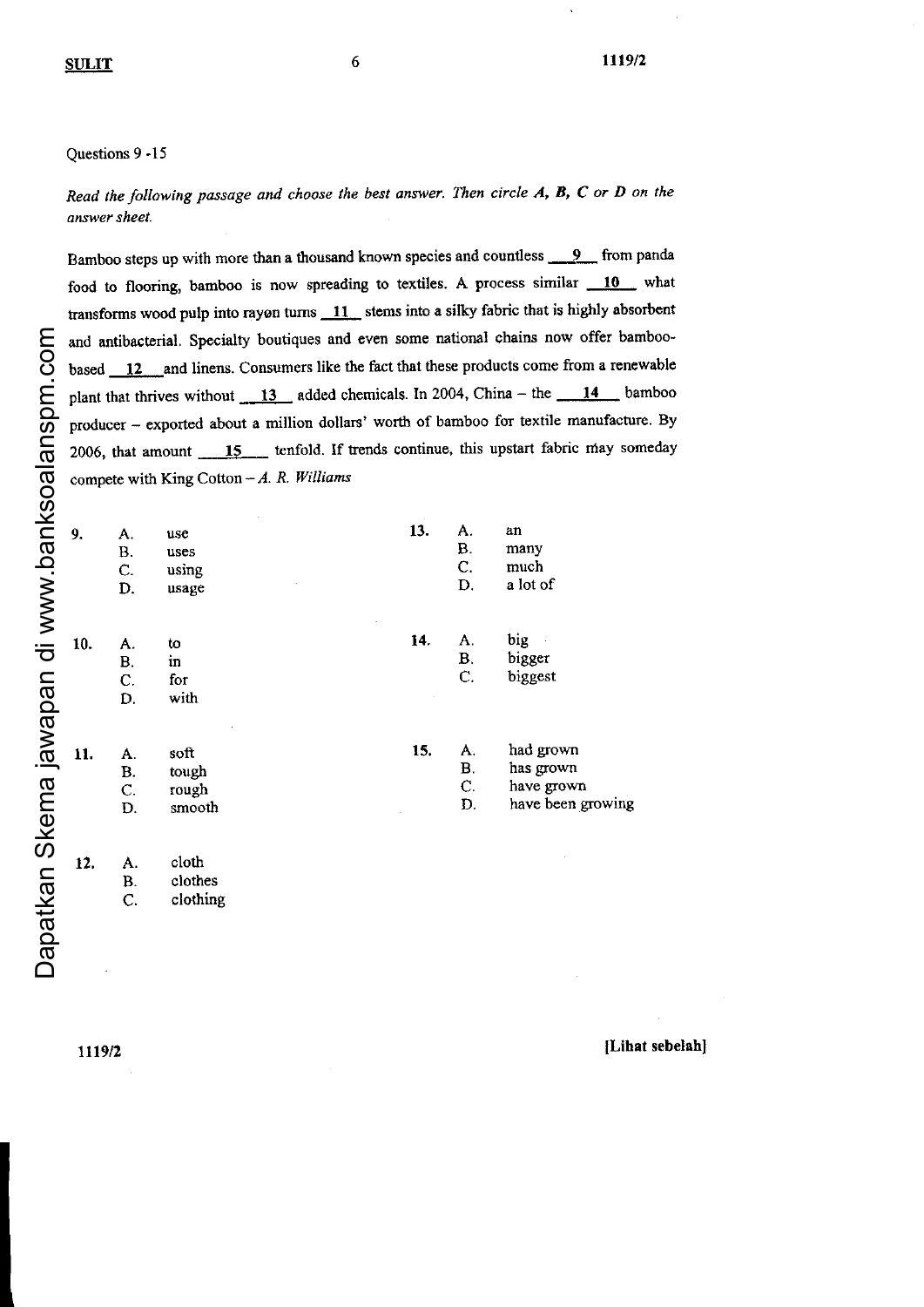Questions 9 -15

*Read the following passage and choose the best answer. Then circle **A**, **B**, **C** or **D** on the answer sheet.*

Bamboo steps up with more than a thousand known species and countless __9__ from panda food to flooring, bamboo is now spreading to textiles. A process similar __10__ what transforms wood pulp into rayon turns __11__ stems into a silky fabric that is highly absorbent and antibacterial. Specialty boutiques and even some national chains now offer bamboo-based __12__ and linens. Consumers like the fact that these products come from a renewable plant that thrives without __13__ added chemicals. In 2004, China – the __14__ bamboo producer – exported about a million dollars' worth of bamboo for textile manufacture. By 2006, that amount __15__ tenfold. If trends continue, this upstart fabric may someday compete with King Cotton – *A. R. Williams*

**9.**
A. use
B. uses
C. using
D. usage

**10.**
A. to
B. in
C. for
D. with

**11.**
A. soft
B. tough
C. rough
D. smooth

**12.**
A. cloth
B. clothes
C. clothing

**13.**
A. an
B. many
C. much
D. a lot of

**14.**
A. big
B. bigger
C. biggest

**15.**
A. had grown
B. has grown
C. have grown
D. have been growing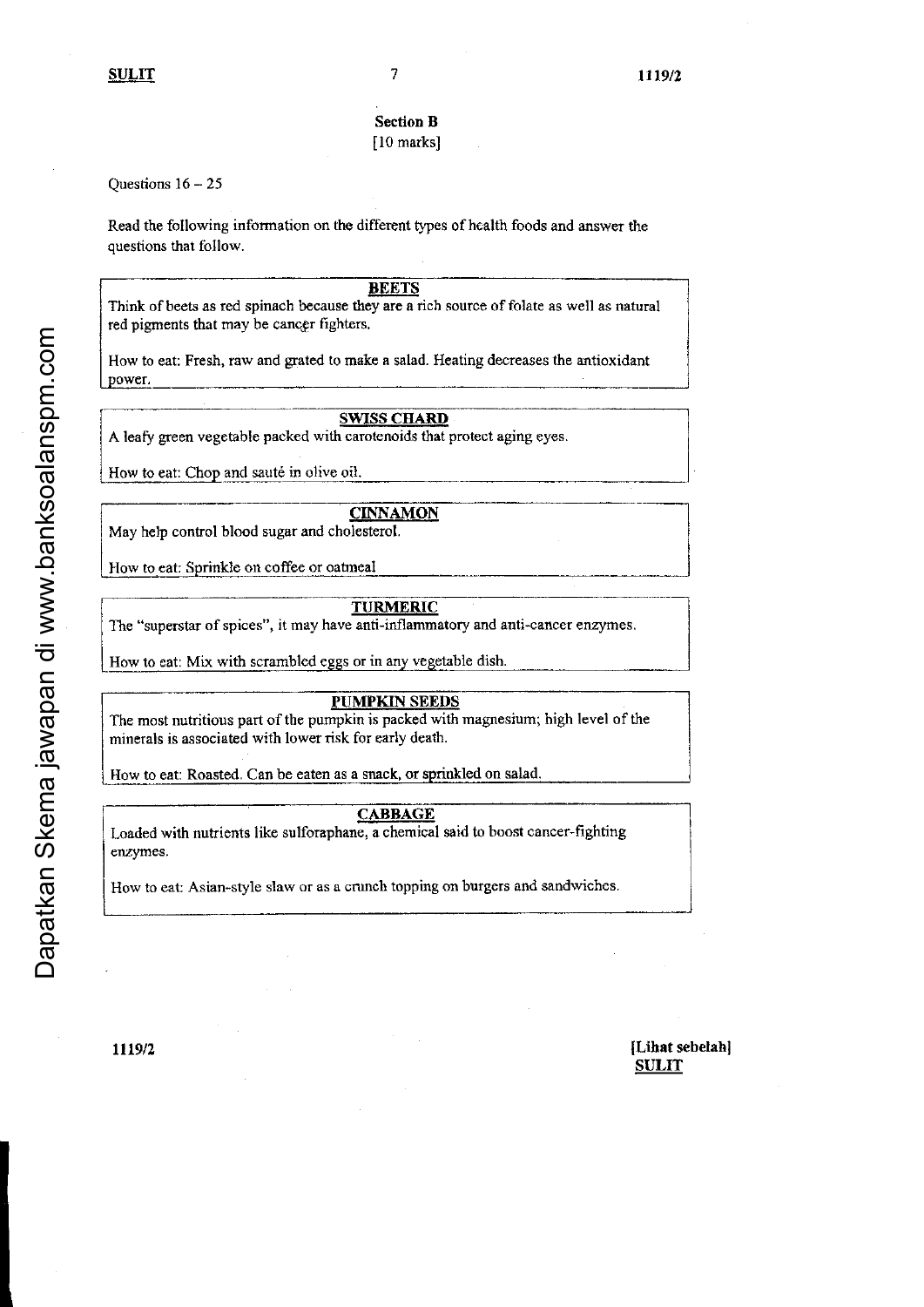## Section B
[10 marks]

Questions 16 – 25

Read the following information on the different types of health foods and answer the questions that follow.

**BEETS**

Think of beets as red spinach because they are a rich source of folate as well as natural red pigments that may be cancer fighters.

How to eat: Fresh, raw and grated to make a salad. Heating decreases the antioxidant power.

**SWISS CHARD**

A leafy green vegetable packed with carotenoids that protect aging eyes.

How to eat: Chop and sauté in olive oil.

**CINNAMON**

May help control blood sugar and cholesterol.

How to eat: Sprinkle on coffee or oatmeal

**TURMERIC**

The "superstar of spices", it may have anti-inflammatory and anti-cancer enzymes.

How to eat: Mix with scrambled eggs or in any vegetable dish.

**PUMPKIN SEEDS**

The most nutritious part of the pumpkin is packed with magnesium; high level of the minerals is associated with lower risk for early death.

How to eat: Roasted. Can be eaten as a snack, or sprinkled on salad.

**CABBAGE**

Loaded with nutrients like sulforaphane, a chemical said to boost cancer-fighting enzymes.

How to eat: Asian-style slaw or as a crunch topping on burgers and sandwiches.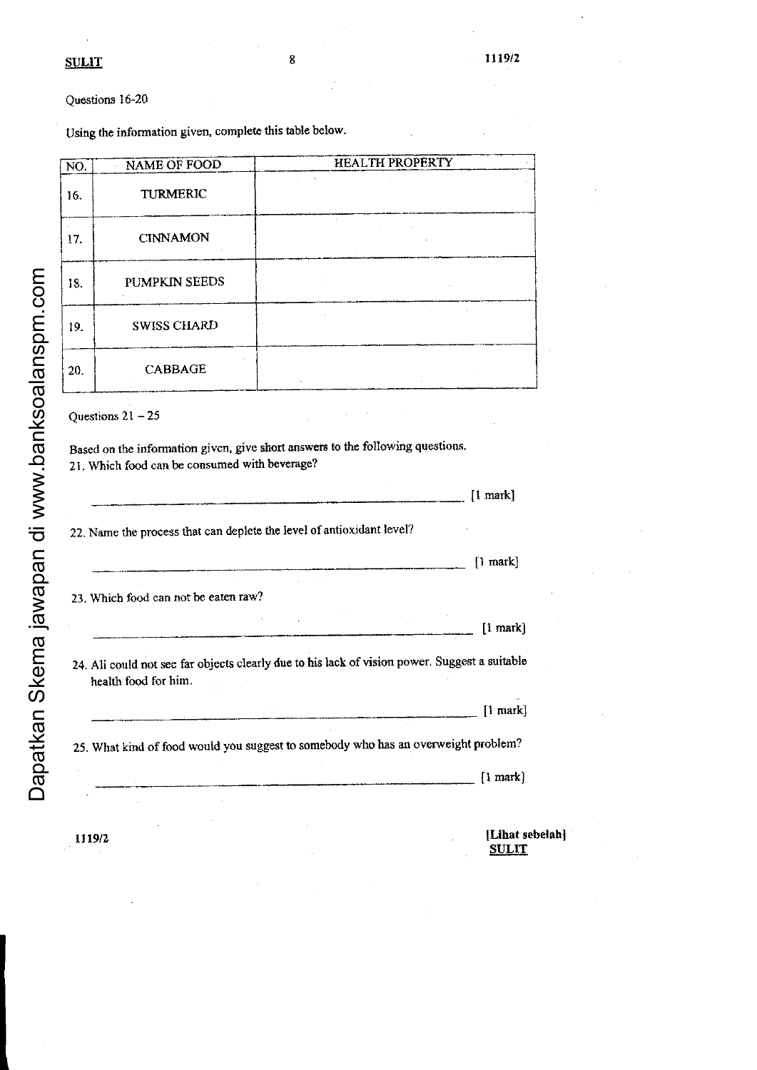Questions 16-20

Using the information given, complete this table below.

| NO. | NAME OF FOOD | HEALTH PROPERTY |
|---|---|---|
| 16. | TURMERIC | |
| 17. | CINNAMON | |
| 18. | PUMPKIN SEEDS | |
| 19. | SWISS CHARD | |
| 20. | CABBAGE | |

Questions 21 – 25

Based on the information given, give short answers to the following questions.

21. Which food can be consumed with beverage?

_______________________________________________ [1 mark]

22. Name the process that can deplete the level of antioxidant level?

_______________________________________________ [1 mark]

23. Which food can not be eaten raw?

_______________________________________________ [1 mark]

24. Ali could not see far objects clearly due to his lack of vision power. Suggest a suitable health food for him.

_______________________________________________ [1 mark]

25. What kind of food would you suggest to somebody who has an overweight problem?

_______________________________________________ [1 mark]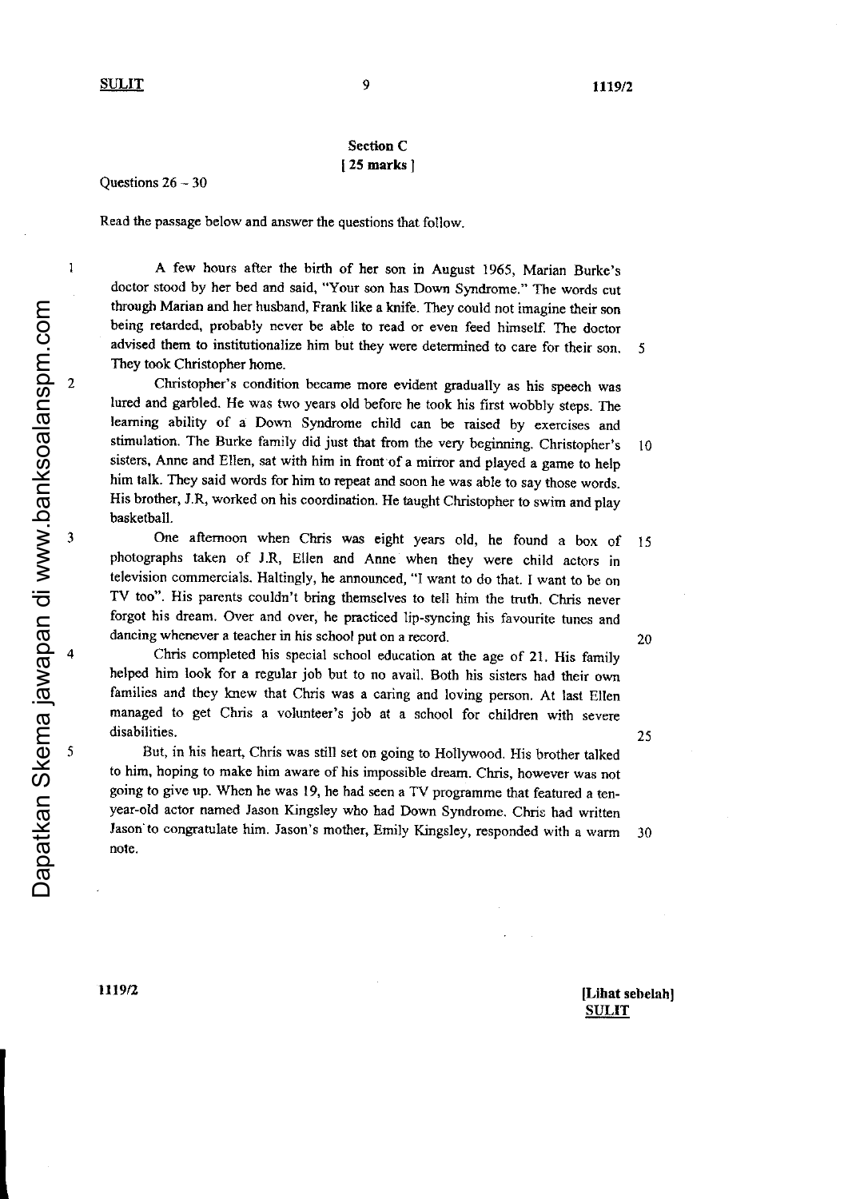## Section C
**[ 25 marks ]**

Questions 26 – 30

Read the passage below and answer the questions that follow.

1 A few hours after the birth of her son in August 1965, Marian Burke's doctor stood by her bed and said, "Your son has Down Syndrome." The words cut through Marian and her husband, Frank like a knife. They could not imagine their son being retarded, probably never be able to read or even feed himself. The doctor advised them to institutionalize him but they were determined to care for their son. They took Christopher home. (5)

2 Christopher's condition became more evident gradually as his speech was lured and garbled. He was two years old before he took his first wobbly steps. The learning ability of a Down Syndrome child can be raised by exercises and stimulation. The Burke family did just that from the very beginning. Christopher's sisters, Anne and Ellen, sat with him in front of a mirror and played a game to help him talk. They said words for him to repeat and soon he was able to say those words. His brother, J.R, worked on his coordination. He taught Christopher to swim and play basketball. (10)

3 One afternoon when Chris was eight years old, he found a box of photographs taken of J.R, Ellen and Anne when they were child actors in television commercials. Haltingly, he announced, "I want to do that. I want to be on TV too". His parents couldn't bring themselves to tell him the truth. Chris never forgot his dream. Over and over, he practiced lip-syncing his favourite tunes and dancing whenever a teacher in his school put on a record. (15) (20)

4 Chris completed his special school education at the age of 21. His family helped him look for a regular job but to no avail. Both his sisters had their own families and they knew that Chris was a caring and loving person. At last Ellen managed to get Chris a volunteer's job at a school for children with severe disabilities. (25)

5 But, in his heart, Chris was still set on going to Hollywood. His brother talked to him, hoping to make him aware of his impossible dream. Chris, however was not going to give up. When he was 19, he had seen a TV programme that featured a ten-year-old actor named Jason Kingsley who had Down Syndrome. Chris had written Jason to congratulate him. Jason's mother, Emily Kingsley, responded with a warm note. (30)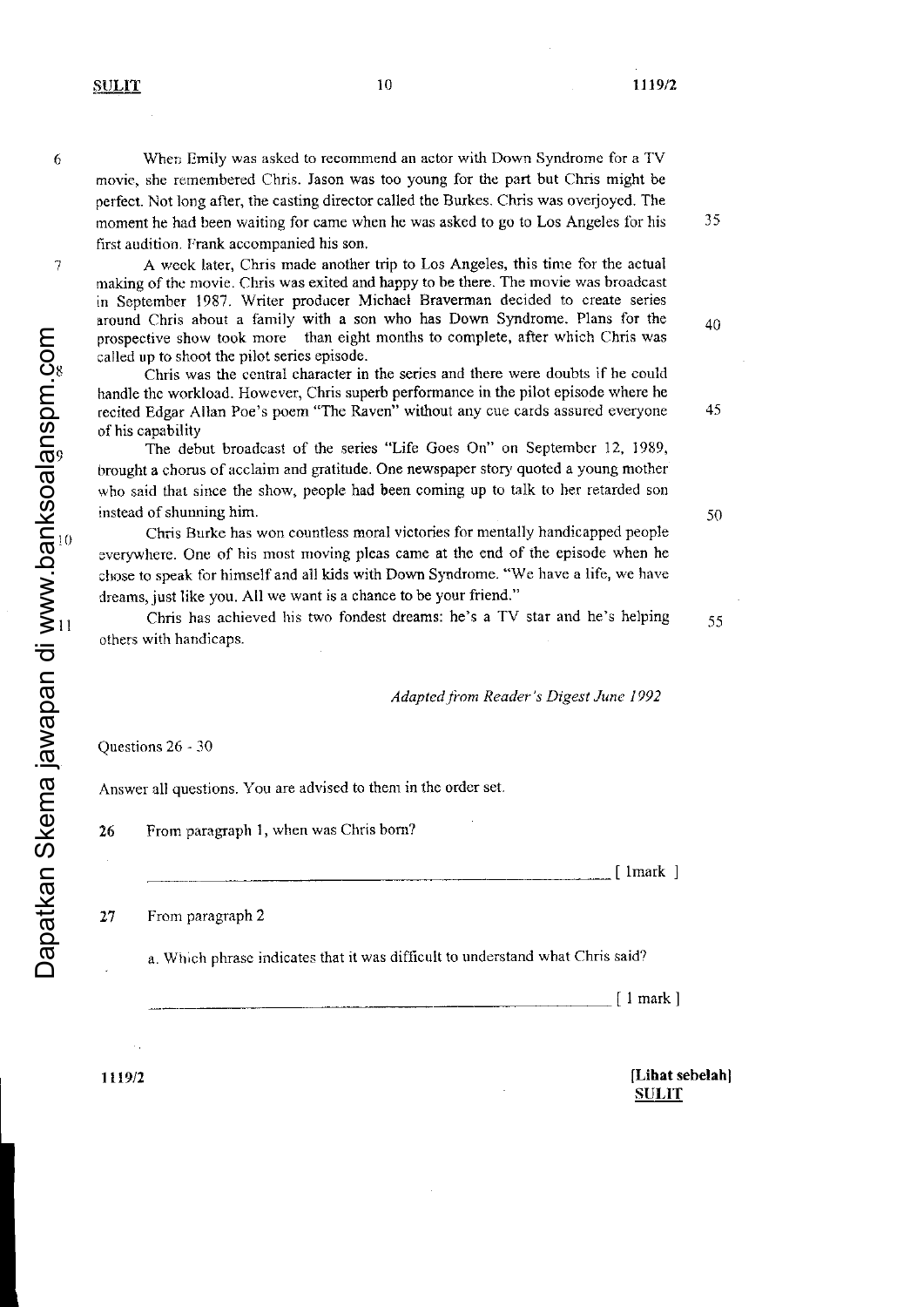6 When Emily was asked to recommend an actor with Down Syndrome for a TV movie, she remembered Chris. Jason was too young for the part but Chris might be perfect. Not long after, the casting director called the Burkes. Chris was overjoyed. The moment he had been waiting for came when he was asked to go to Los Angeles for his first audition. Frank accompanied his son.

7 A week later, Chris made another trip to Los Angeles, this time for the actual making of the movie. Chris was exited and happy to be there. The movie was broadcast in September 1987. Writer producer Michael Braverman decided to create series around Chris about a family with a son who has Down Syndrome. Plans for the prospective show took more than eight months to complete, after which Chris was called up to shoot the pilot series episode.

8 Chris was the central character in the series and there were doubts if he could handle the workload. However, Chris superb performance in the pilot episode where he recited Edgar Allan Poe's poem "The Raven" without any cue cards assured everyone of his capability

9 The debut broadcast of the series "Life Goes On" on September 12, 1989, brought a chorus of acclaim and gratitude. One newspaper story quoted a young mother who said that since the show, people had been coming up to talk to her retarded son instead of shunning him.

10 Chris Burke has won countless moral victories for mentally handicapped people everywhere. One of his most moving pleas came at the end of the episode when he chose to speak for himself and all kids with Down Syndrome. "We have a life, we have dreams, just like you. All we want is a chance to be your friend."

11 Chris has achieved his two fondest dreams: he's a TV star and he's helping others with handicaps.

*Adapted from Reader's Digest June 1992*

Questions 26 - 30

Answer all questions. You are advised to them in the order set.

26 From paragraph 1, when was Chris born?

_______________________________________________ [ 1mark ]

27 From paragraph 2

a. Which phrase indicates that it was difficult to understand what Chris said?

_______________________________________________ [ 1 mark ]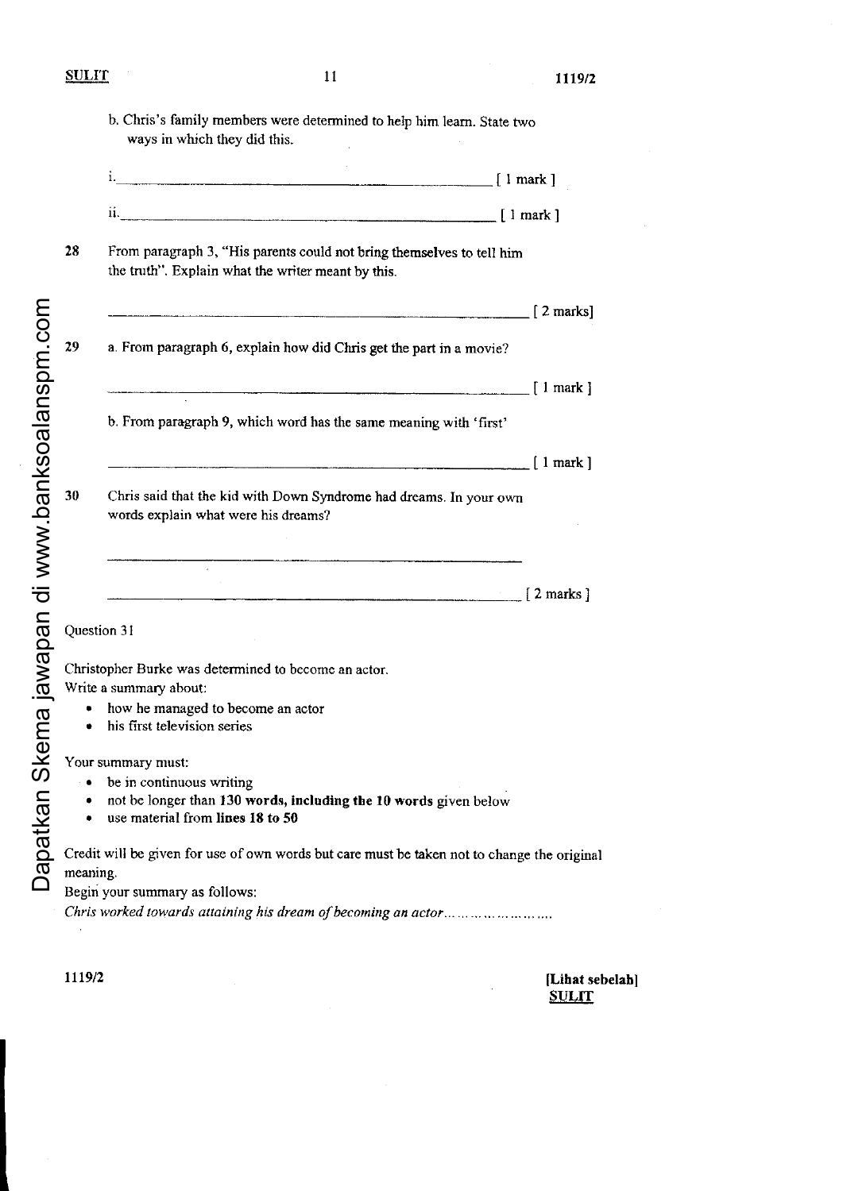b. Chris's family members were determined to help him learn. State two ways in which they did this.

i. ______________________________________________ [ 1 mark ]

ii. ______________________________________________ [ 1 mark ]

**28** From paragraph 3, "His parents could not bring themselves to tell him the truth". Explain what the writer meant by this.

______________________________________________ [ 2 marks]

**29** a. From paragraph 6, explain how did Chris get the part in a movie?

______________________________________________ [ 1 mark ]

b. From paragraph 9, which word has the same meaning with 'first'

______________________________________________ [ 1 mark ]

**30** Chris said that the kid with Down Syndrome had dreams. In your own words explain what were his dreams?

______________________________________________

______________________________________________ [ 2 marks ]

Question 31

Christopher Burke was determined to become an actor.
Write a summary about:

- how he managed to become an actor
- his first television series

Your summary must:

- be in continuous writing
- not be longer than **130 words, including the 10 words** given below
- use material from **lines 18 to 50**

Credit will be given for use of own words but care must be taken not to change the original meaning.
Begin your summary as follows:
*Chris worked towards attaining his dream of becoming an actor……………………*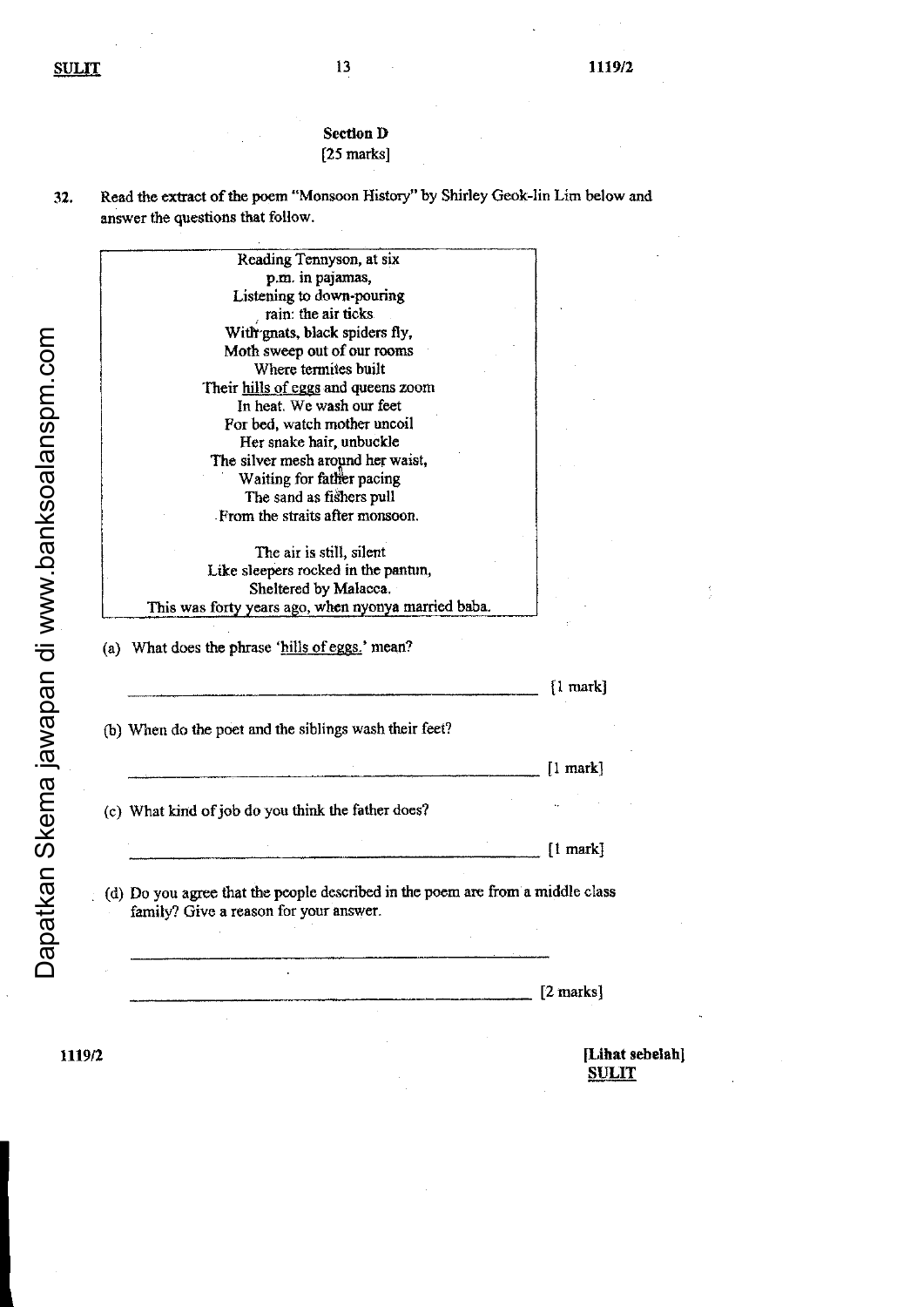### Section D
[25 marks]

32. Read the extract of the poem "Monsoon History" by Shirley Geok-lin Lim below and answer the questions that follow.

> Reading Tennyson, at six
> p.m. in pajamas,
> Listening to down-pouring
> rain: the air ticks
> With gnats, black spiders fly,
> Moth sweep out of our rooms
> Where termites built
> Their <u>hills of eggs</u> and queens zoom
> In heat. We wash our feet
> For bed, watch mother uncoil
> Her snake hair, unbuckle
> The silver mesh around her waist,
> Waiting for father pacing
> The sand as fishers pull
> From the straits after monsoon.
>
> The air is still, silent
> Like sleepers rocked in the pantun,
> Sheltered by Malacca.
> This was forty years ago, when nyonya married baba.

(a) What does the phrase '<u>hills of eggs</u>.' mean?

______________________________________________ [1 mark]

(b) When do the poet and the siblings wash their feet?

______________________________________________ [1 mark]

(c) What kind of job do you think the father does?

______________________________________________ [1 mark]

(d) Do you agree that the people described in the poem are from a middle class family? Give a reason for your answer.

______________________________________________

______________________________________________ [2 marks]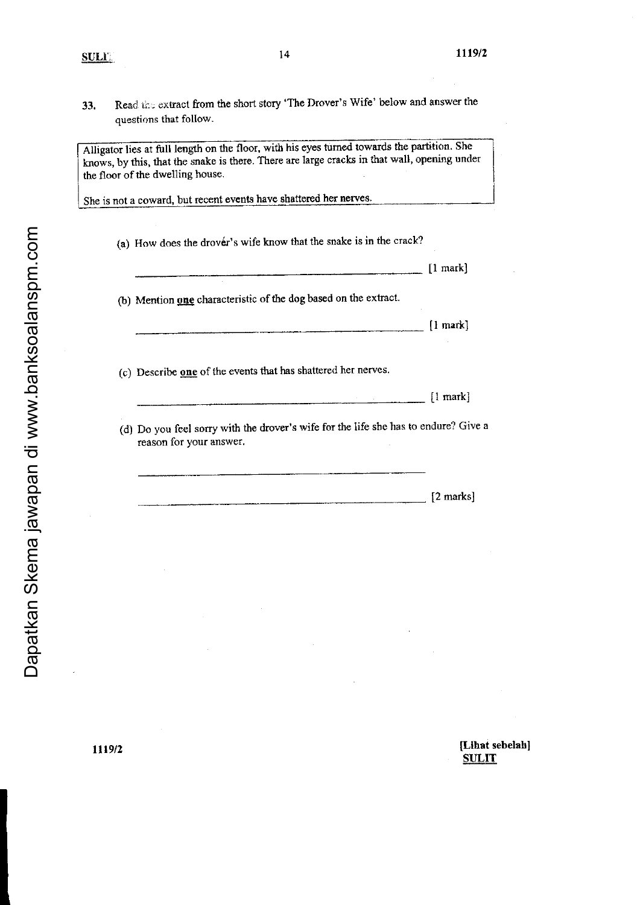33. Read the extract from the short story 'The Drover's Wife' below and answer the questions that follow.

> Alligator lies at full length on the floor, with his eyes turned towards the partition. She knows, by this, that the snake is there. There are large cracks in that wall, opening under the floor of the dwelling house.
>
> She is not a coward, but recent events have shattered her nerves.

(a) How does the drovér's wife know that the snake is in the crack?

______________________________________________ [1 mark]

(b) Mention **one** characteristic of the dog based on the extract.

______________________________________________ [1 mark]

(c) Describe **one** of the events that has shattered her nerves.

______________________________________________ [1 mark]

(d) Do you feel sorry with the drover's wife for the life she has to endure? Give a reason for your answer.

______________________________________________

______________________________________________ [2 marks]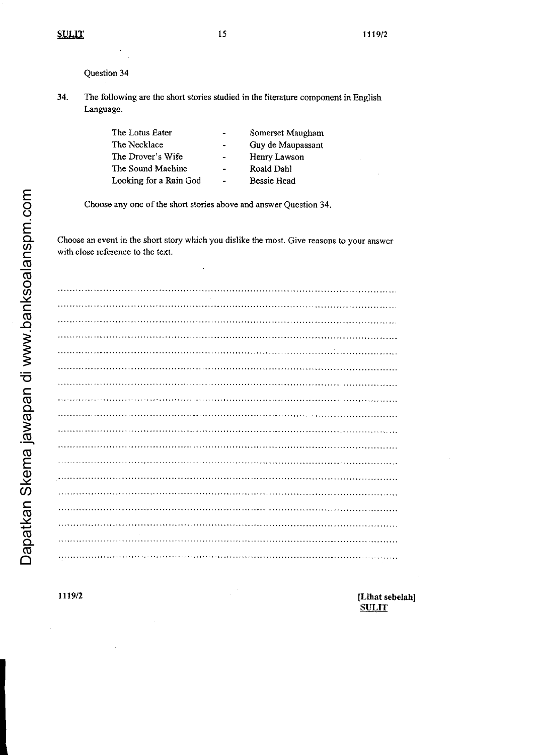Question 34

**34.** The following are the short stories studied in the literature component in English Language.

| | | |
|---|---|---|
| The Lotus Eater | - | Somerset Maugham |
| The Necklace | - | Guy de Maupassant |
| The Drover's Wife | - | Henry Lawson |
| The Sound Machine | - | Roald Dahl |
| Looking for a Rain God | - | Bessie Head |

Choose any one of the short stories above and answer Question 34.

Choose an event in the short story which you dislike the most. Give reasons to your answer with close reference to the text.

..................................................................................................................................

..................................................................................................................................

..................................................................................................................................

..................................................................................................................................

..................................................................................................................................

..................................................................................................................................

..................................................................................................................................

..................................................................................................................................

..................................................................................................................................

..................................................................................................................................

..................................................................................................................................

..................................................................................................................................

..................................................................................................................................

..................................................................................................................................

..................................................................................................................................

..................................................................................................................................

..................................................................................................................................

..................................................................................................................................